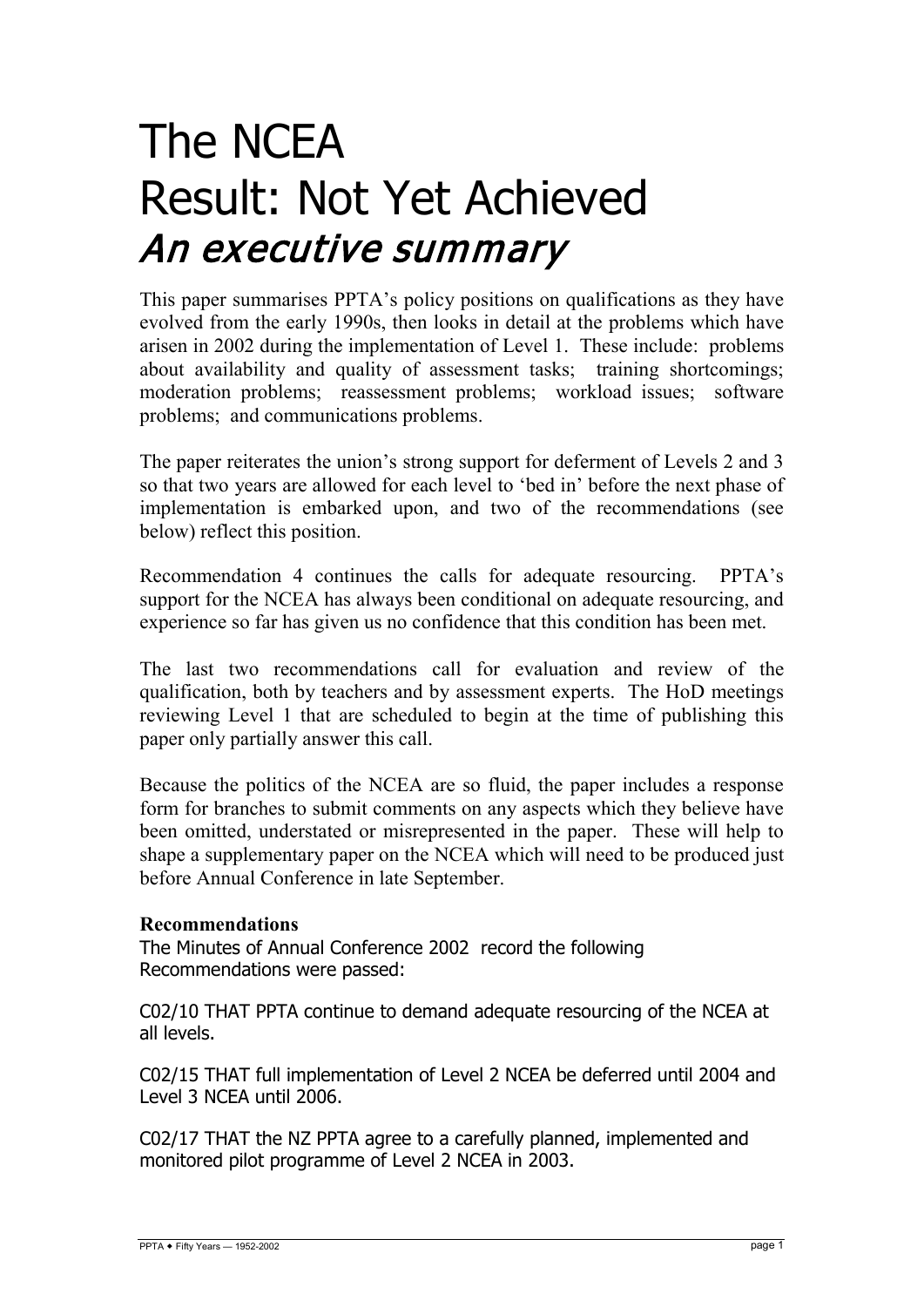# The NCEA
# Result: Not Yet Achieved
## *An executive summary*

This paper summarises PPTA's policy positions on qualifications as they have evolved from the early 1990s, then looks in detail at the problems which have arisen in 2002 during the implementation of Level 1. These include: problems about availability and quality of assessment tasks; training shortcomings; moderation problems; reassessment problems; workload issues; software problems; and communications problems.

The paper reiterates the union's strong support for deferment of Levels 2 and 3 so that two years are allowed for each level to 'bed in' before the next phase of implementation is embarked upon, and two of the recommendations (see below) reflect this position.

Recommendation 4 continues the calls for adequate resourcing. PPTA's support for the NCEA has always been conditional on adequate resourcing, and experience so far has given us no confidence that this condition has been met.

The last two recommendations call for evaluation and review of the qualification, both by teachers and by assessment experts. The HoD meetings reviewing Level 1 that are scheduled to begin at the time of publishing this paper only partially answer this call.

Because the politics of the NCEA are so fluid, the paper includes a response form for branches to submit comments on any aspects which they believe have been omitted, understated or misrepresented in the paper. These will help to shape a supplementary paper on the NCEA which will need to be produced just before Annual Conference in late September.

**Recommendations**

The Minutes of Annual Conference 2002 record the following Recommendations were passed:

C02/10 THAT PPTA continue to demand adequate resourcing of the NCEA at all levels.

C02/15 THAT full implementation of Level 2 NCEA be deferred until 2004 and Level 3 NCEA until 2006.

C02/17 THAT the NZ PPTA agree to a carefully planned, implemented and monitored pilot programme of Level 2 NCEA in 2003.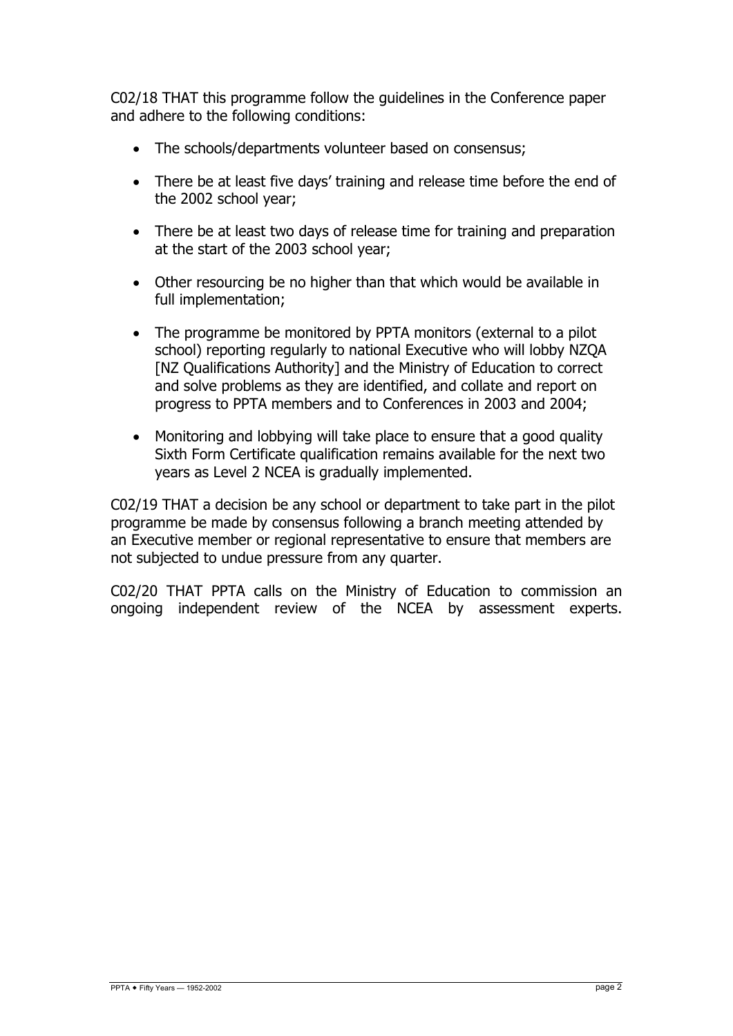C02/18 THAT this programme follow the guidelines in the Conference paper and adhere to the following conditions:

- The schools/departments volunteer based on consensus;
- There be at least five days' training and release time before the end of the 2002 school year;
- There be at least two days of release time for training and preparation at the start of the 2003 school year;
- Other resourcing be no higher than that which would be available in full implementation;
- The programme be monitored by PPTA monitors (external to a pilot school) reporting regularly to national Executive who will lobby NZQA [NZ Qualifications Authority] and the Ministry of Education to correct and solve problems as they are identified, and collate and report on progress to PPTA members and to Conferences in 2003 and 2004;
- Monitoring and lobbying will take place to ensure that a good quality Sixth Form Certificate qualification remains available for the next two years as Level 2 NCEA is gradually implemented.

C02/19 THAT a decision be any school or department to take part in the pilot programme be made by consensus following a branch meeting attended by an Executive member or regional representative to ensure that members are not subjected to undue pressure from any quarter.

C02/20 THAT PPTA calls on the Ministry of Education to commission an ongoing independent review of the NCEA by assessment experts.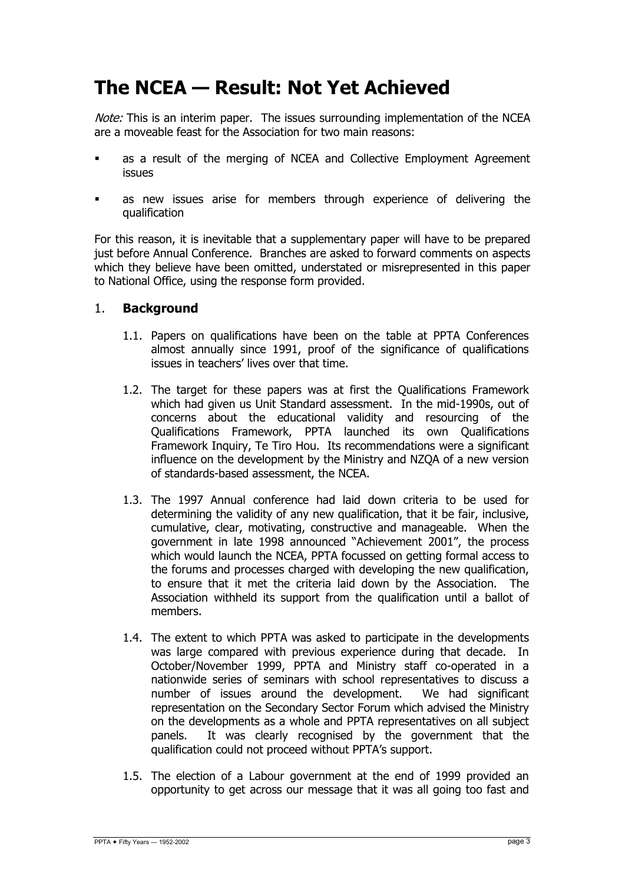# The NCEA — Result: Not Yet Achieved

*Note:* This is an interim paper. The issues surrounding implementation of the NCEA are a moveable feast for the Association for two main reasons:

- as a result of the merging of NCEA and Collective Employment Agreement issues
- as new issues arise for members through experience of delivering the qualification

For this reason, it is inevitable that a supplementary paper will have to be prepared just before Annual Conference. Branches are asked to forward comments on aspects which they believe have been omitted, understated or misrepresented in this paper to National Office, using the response form provided.

## 1. **Background**

1.1. Papers on qualifications have been on the table at PPTA Conferences almost annually since 1991, proof of the significance of qualifications issues in teachers' lives over that time.

1.2. The target for these papers was at first the Qualifications Framework which had given us Unit Standard assessment. In the mid-1990s, out of concerns about the educational validity and resourcing of the Qualifications Framework, PPTA launched its own Qualifications Framework Inquiry, Te Tiro Hou. Its recommendations were a significant influence on the development by the Ministry and NZQA of a new version of standards-based assessment, the NCEA.

1.3. The 1997 Annual conference had laid down criteria to be used for determining the validity of any new qualification, that it be fair, inclusive, cumulative, clear, motivating, constructive and manageable. When the government in late 1998 announced "Achievement 2001", the process which would launch the NCEA, PPTA focussed on getting formal access to the forums and processes charged with developing the new qualification, to ensure that it met the criteria laid down by the Association. The Association withheld its support from the qualification until a ballot of members.

1.4. The extent to which PPTA was asked to participate in the developments was large compared with previous experience during that decade. In October/November 1999, PPTA and Ministry staff co-operated in a nationwide series of seminars with school representatives to discuss a number of issues around the development. We had significant representation on the Secondary Sector Forum which advised the Ministry on the developments as a whole and PPTA representatives on all subject panels. It was clearly recognised by the government that the qualification could not proceed without PPTA's support.

1.5. The election of a Labour government at the end of 1999 provided an opportunity to get across our message that it was all going too fast and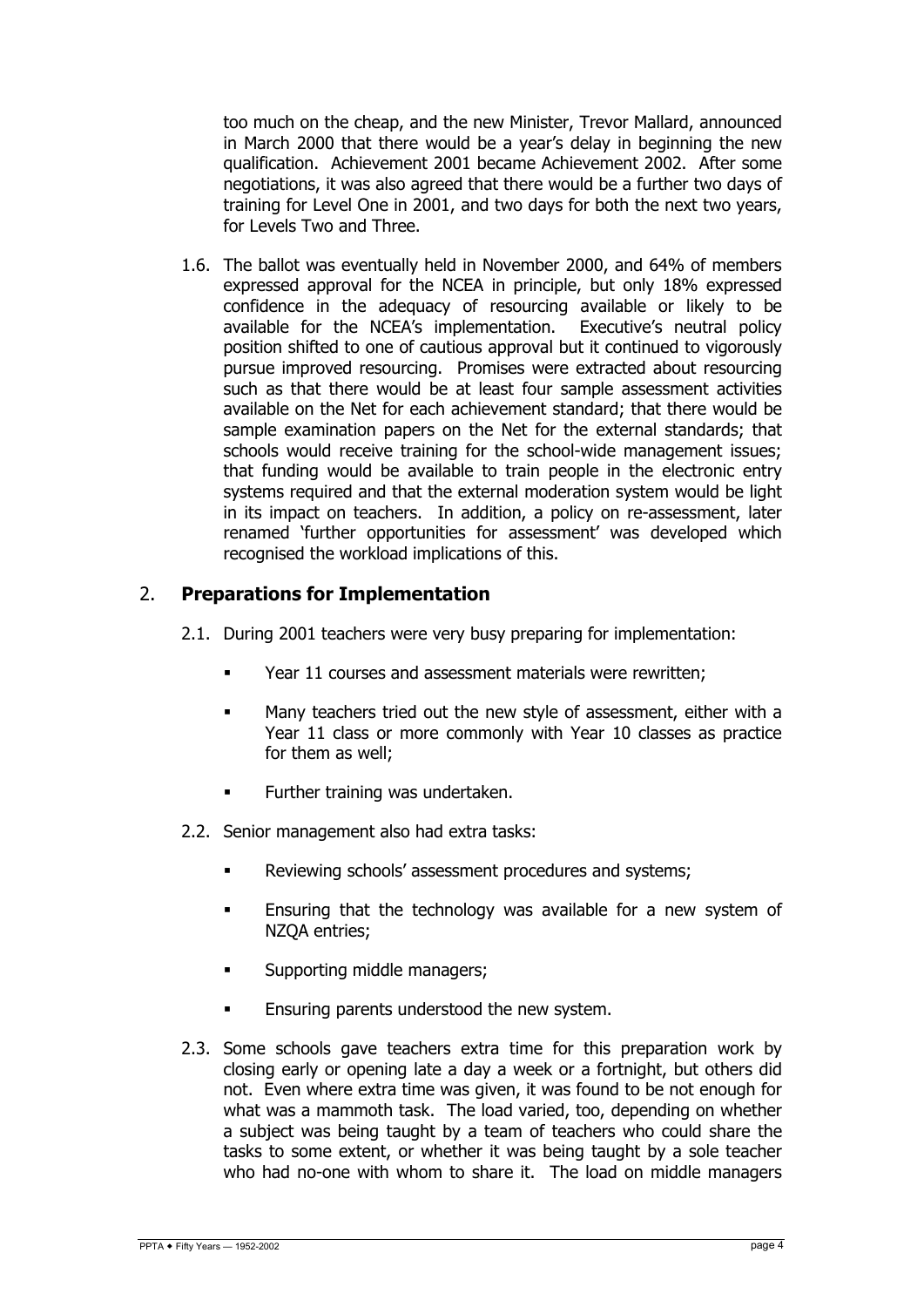too much on the cheap, and the new Minister, Trevor Mallard, announced in March 2000 that there would be a year's delay in beginning the new qualification. Achievement 2001 became Achievement 2002. After some negotiations, it was also agreed that there would be a further two days of training for Level One in 2001, and two days for both the next two years, for Levels Two and Three.

1.6. The ballot was eventually held in November 2000, and 64% of members expressed approval for the NCEA in principle, but only 18% expressed confidence in the adequacy of resourcing available or likely to be available for the NCEA's implementation. Executive's neutral policy position shifted to one of cautious approval but it continued to vigorously pursue improved resourcing. Promises were extracted about resourcing such as that there would be at least four sample assessment activities available on the Net for each achievement standard; that there would be sample examination papers on the Net for the external standards; that schools would receive training for the school-wide management issues; that funding would be available to train people in the electronic entry systems required and that the external moderation system would be light in its impact on teachers. In addition, a policy on re-assessment, later renamed 'further opportunities for assessment' was developed which recognised the workload implications of this.

## 2. **Preparations for Implementation**

2.1. During 2001 teachers were very busy preparing for implementation:

- Year 11 courses and assessment materials were rewritten;
- Many teachers tried out the new style of assessment, either with a Year 11 class or more commonly with Year 10 classes as practice for them as well;
- Further training was undertaken.

2.2. Senior management also had extra tasks:

- Reviewing schools' assessment procedures and systems;
- Ensuring that the technology was available for a new system of NZQA entries;
- Supporting middle managers;
- Ensuring parents understood the new system.

2.3. Some schools gave teachers extra time for this preparation work by closing early or opening late a day a week or a fortnight, but others did not. Even where extra time was given, it was found to be not enough for what was a mammoth task. The load varied, too, depending on whether a subject was being taught by a team of teachers who could share the tasks to some extent, or whether it was being taught by a sole teacher who had no-one with whom to share it. The load on middle managers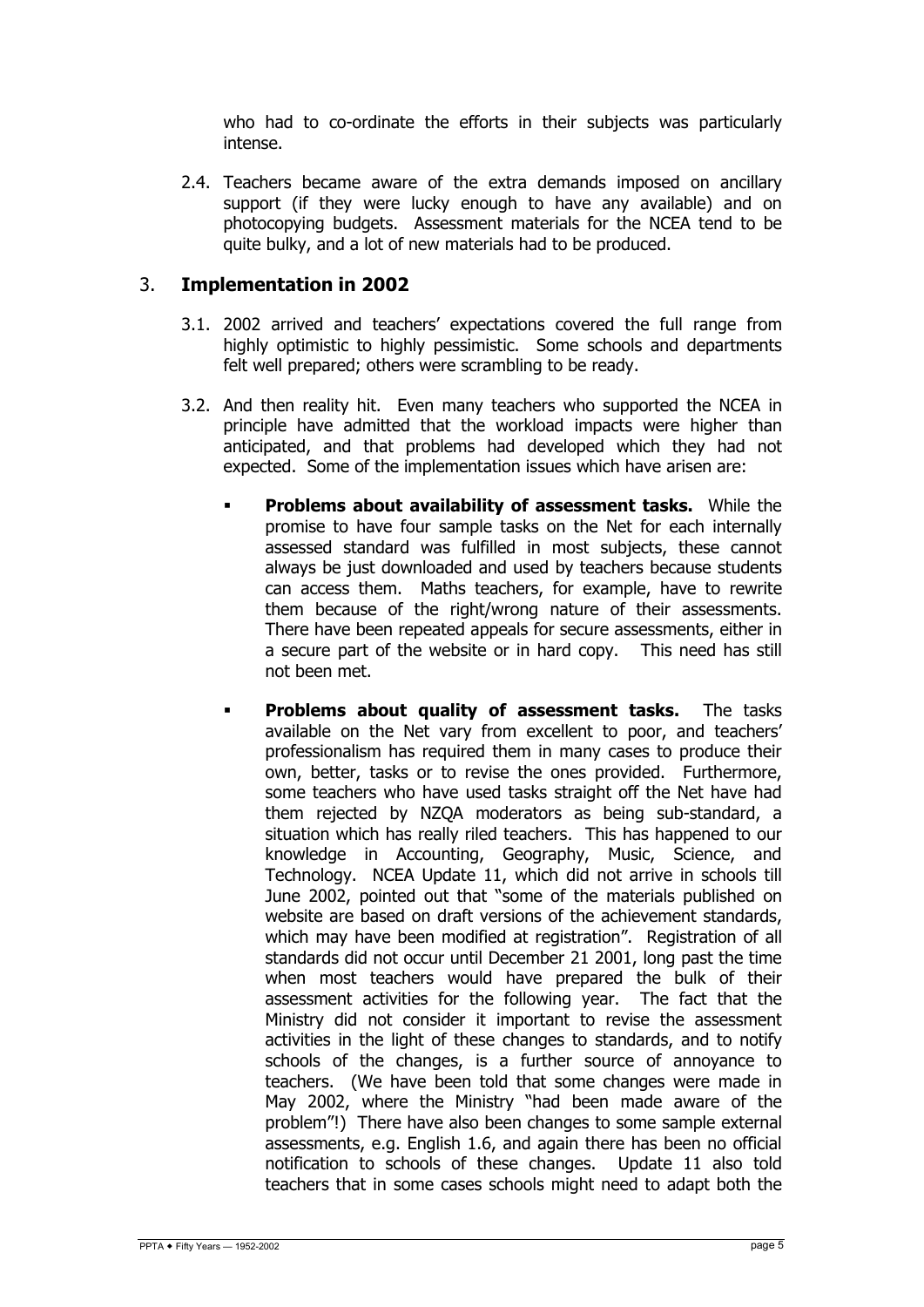who had to co-ordinate the efforts in their subjects was particularly intense.

2.4. Teachers became aware of the extra demands imposed on ancillary support (if they were lucky enough to have any available) and on photocopying budgets. Assessment materials for the NCEA tend to be quite bulky, and a lot of new materials had to be produced.

## 3. Implementation in 2002

3.1. 2002 arrived and teachers' expectations covered the full range from highly optimistic to highly pessimistic. Some schools and departments felt well prepared; others were scrambling to be ready.

3.2. And then reality hit. Even many teachers who supported the NCEA in principle have admitted that the workload impacts were higher than anticipated, and that problems had developed which they had not expected. Some of the implementation issues which have arisen are:

- **Problems about availability of assessment tasks.** While the promise to have four sample tasks on the Net for each internally assessed standard was fulfilled in most subjects, these cannot always be just downloaded and used by teachers because students can access them. Maths teachers, for example, have to rewrite them because of the right/wrong nature of their assessments. There have been repeated appeals for secure assessments, either in a secure part of the website or in hard copy. This need has still not been met.

- **Problems about quality of assessment tasks.** The tasks available on the Net vary from excellent to poor, and teachers' professionalism has required them in many cases to produce their own, better, tasks or to revise the ones provided. Furthermore, some teachers who have used tasks straight off the Net have had them rejected by NZQA moderators as being sub-standard, a situation which has really riled teachers. This has happened to our knowledge in Accounting, Geography, Music, Science, and Technology. NCEA Update 11, which did not arrive in schools till June 2002, pointed out that "some of the materials published on website are based on draft versions of the achievement standards, which may have been modified at registration". Registration of all standards did not occur until December 21 2001, long past the time when most teachers would have prepared the bulk of their assessment activities for the following year. The fact that the Ministry did not consider it important to revise the assessment activities in the light of these changes to standards, and to notify schools of the changes, is a further source of annoyance to teachers. (We have been told that some changes were made in May 2002, where the Ministry "had been made aware of the problem"!) There have also been changes to some sample external assessments, e.g. English 1.6, and again there has been no official notification to schools of these changes. Update 11 also told teachers that in some cases schools might need to adapt both the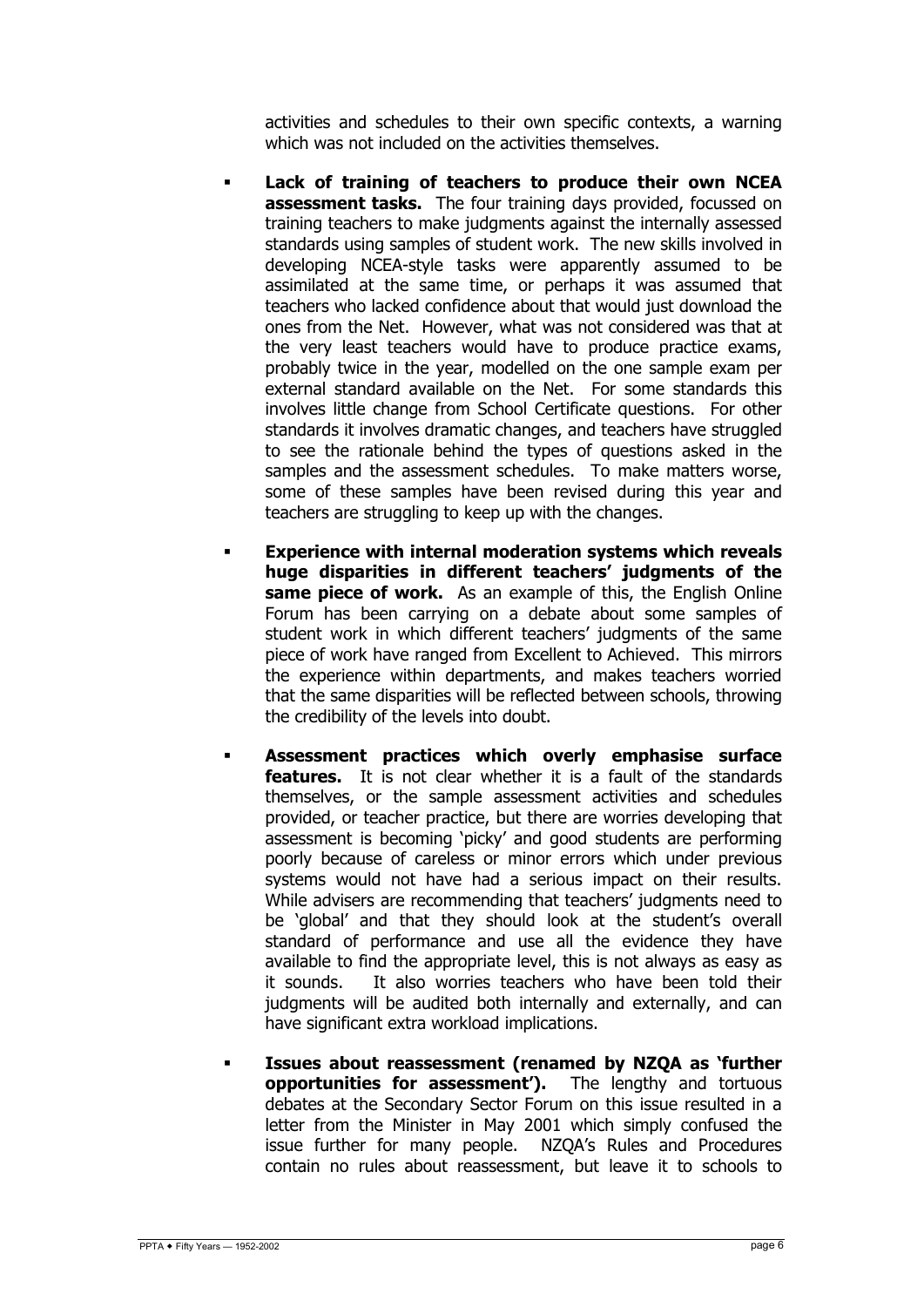activities and schedules to their own specific contexts, a warning which was not included on the activities themselves.

- **Lack of training of teachers to produce their own NCEA assessment tasks.** The four training days provided, focussed on training teachers to make judgments against the internally assessed standards using samples of student work. The new skills involved in developing NCEA-style tasks were apparently assumed to be assimilated at the same time, or perhaps it was assumed that teachers who lacked confidence about that would just download the ones from the Net. However, what was not considered was that at the very least teachers would have to produce practice exams, probably twice in the year, modelled on the one sample exam per external standard available on the Net. For some standards this involves little change from School Certificate questions. For other standards it involves dramatic changes, and teachers have struggled to see the rationale behind the types of questions asked in the samples and the assessment schedules. To make matters worse, some of these samples have been revised during this year and teachers are struggling to keep up with the changes.

- **Experience with internal moderation systems which reveals huge disparities in different teachers' judgments of the same piece of work.** As an example of this, the English Online Forum has been carrying on a debate about some samples of student work in which different teachers' judgments of the same piece of work have ranged from Excellent to Achieved. This mirrors the experience within departments, and makes teachers worried that the same disparities will be reflected between schools, throwing the credibility of the levels into doubt.

- **Assessment practices which overly emphasise surface features.** It is not clear whether it is a fault of the standards themselves, or the sample assessment activities and schedules provided, or teacher practice, but there are worries developing that assessment is becoming 'picky' and good students are performing poorly because of careless or minor errors which under previous systems would not have had a serious impact on their results. While advisers are recommending that teachers' judgments need to be 'global' and that they should look at the student's overall standard of performance and use all the evidence they have available to find the appropriate level, this is not always as easy as it sounds. It also worries teachers who have been told their judgments will be audited both internally and externally, and can have significant extra workload implications.

- **Issues about reassessment (renamed by NZQA as 'further opportunities for assessment').** The lengthy and tortuous debates at the Secondary Sector Forum on this issue resulted in a letter from the Minister in May 2001 which simply confused the issue further for many people. NZQA's Rules and Procedures contain no rules about reassessment, but leave it to schools to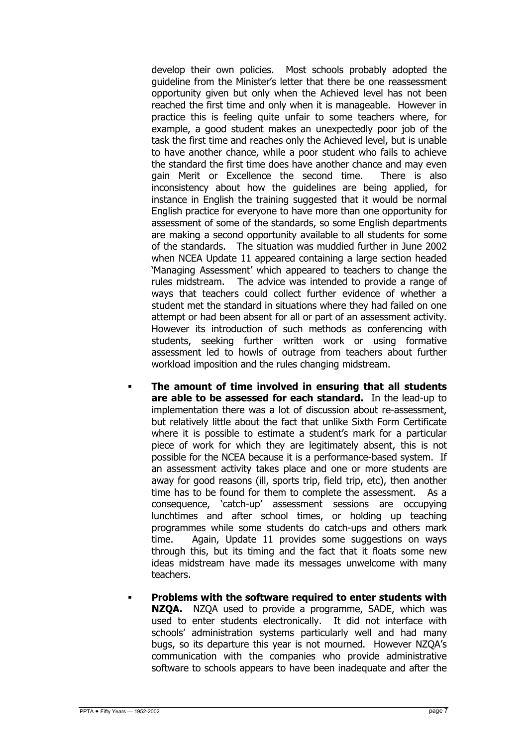develop their own policies. Most schools probably adopted the guideline from the Minister's letter that there be one reassessment opportunity given but only when the Achieved level has not been reached the first time and only when it is manageable. However in practice this is feeling quite unfair to some teachers where, for example, a good student makes an unexpectedly poor job of the task the first time and reaches only the Achieved level, but is unable to have another chance, while a poor student who fails to achieve the standard the first time does have another chance and may even gain Merit or Excellence the second time. There is also inconsistency about how the guidelines are being applied, for instance in English the training suggested that it would be normal English practice for everyone to have more than one opportunity for assessment of some of the standards, so some English departments are making a second opportunity available to all students for some of the standards. The situation was muddied further in June 2002 when NCEA Update 11 appeared containing a large section headed 'Managing Assessment' which appeared to teachers to change the rules midstream. The advice was intended to provide a range of ways that teachers could collect further evidence of whether a student met the standard in situations where they had failed on one attempt or had been absent for all or part of an assessment activity. However its introduction of such methods as conferencing with students, seeking further written work or using formative assessment led to howls of outrage from teachers about further workload imposition and the rules changing midstream.

- **The amount of time involved in ensuring that all students are able to be assessed for each standard.** In the lead-up to implementation there was a lot of discussion about re-assessment, but relatively little about the fact that unlike Sixth Form Certificate where it is possible to estimate a student's mark for a particular piece of work for which they are legitimately absent, this is not possible for the NCEA because it is a performance-based system. If an assessment activity takes place and one or more students are away for good reasons (ill, sports trip, field trip, etc), then another time has to be found for them to complete the assessment. As a consequence, 'catch-up' assessment sessions are occupying lunchtimes and after school times, or holding up teaching programmes while some students do catch-ups and others mark time. Again, Update 11 provides some suggestions on ways through this, but its timing and the fact that it floats some new ideas midstream have made its messages unwelcome with many teachers.

- **Problems with the software required to enter students with NZQA.** NZQA used to provide a programme, SADE, which was used to enter students electronically. It did not interface with schools' administration systems particularly well and had many bugs, so its departure this year is not mourned. However NZQA's communication with the companies who provide administrative software to schools appears to have been inadequate and after the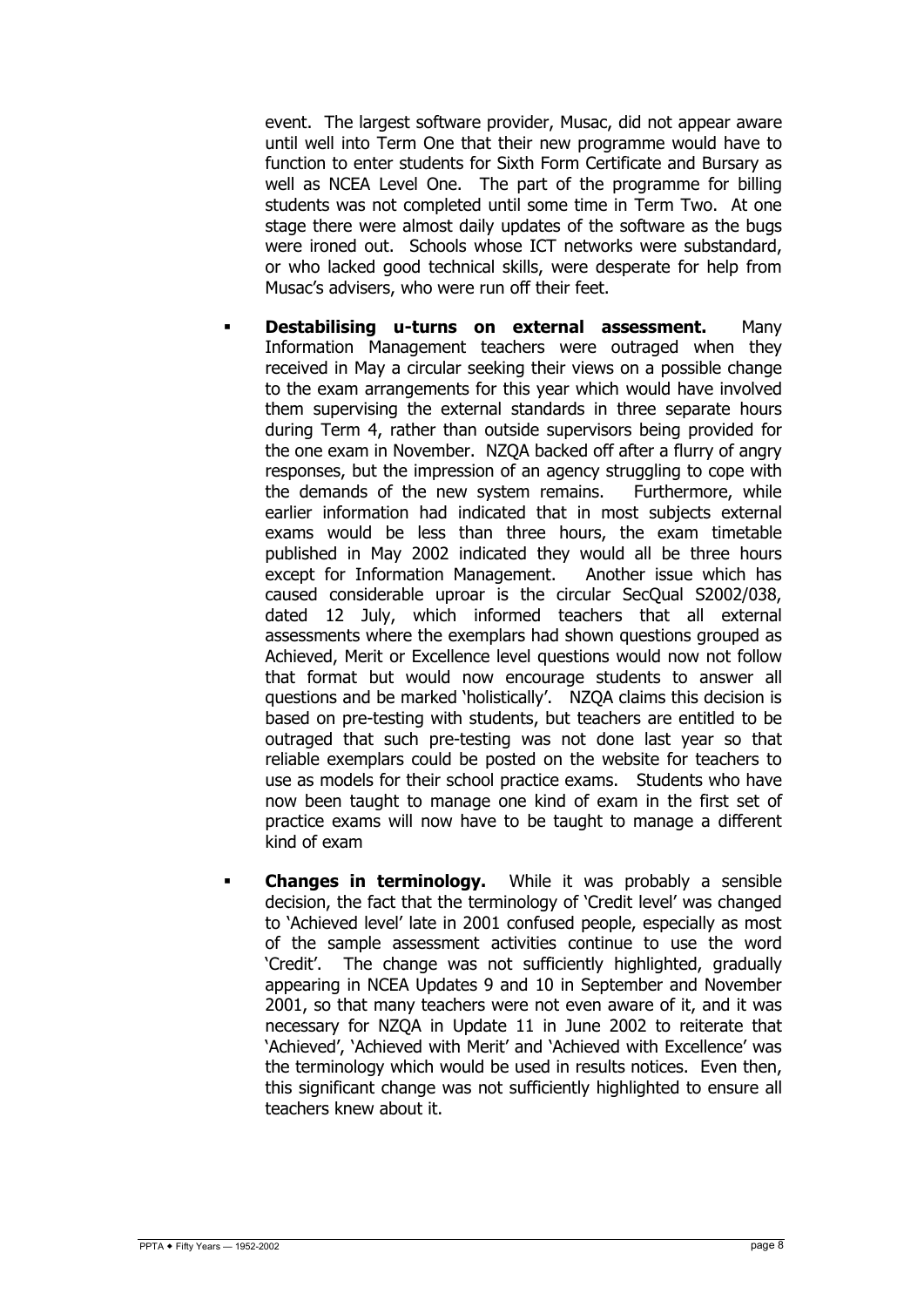event. The largest software provider, Musac, did not appear aware until well into Term One that their new programme would have to function to enter students for Sixth Form Certificate and Bursary as well as NCEA Level One. The part of the programme for billing students was not completed until some time in Term Two. At one stage there were almost daily updates of the software as the bugs were ironed out. Schools whose ICT networks were substandard, or who lacked good technical skills, were desperate for help from Musac's advisers, who were run off their feet.

- **Destabilising u-turns on external assessment.** Many Information Management teachers were outraged when they received in May a circular seeking their views on a possible change to the exam arrangements for this year which would have involved them supervising the external standards in three separate hours during Term 4, rather than outside supervisors being provided for the one exam in November. NZQA backed off after a flurry of angry responses, but the impression of an agency struggling to cope with the demands of the new system remains. Furthermore, while earlier information had indicated that in most subjects external exams would be less than three hours, the exam timetable published in May 2002 indicated they would all be three hours except for Information Management. Another issue which has caused considerable uproar is the circular SecQual S2002/038, dated 12 July, which informed teachers that all external assessments where the exemplars had shown questions grouped as Achieved, Merit or Excellence level questions would now not follow that format but would now encourage students to answer all questions and be marked 'holistically'. NZQA claims this decision is based on pre-testing with students, but teachers are entitled to be outraged that such pre-testing was not done last year so that reliable exemplars could be posted on the website for teachers to use as models for their school practice exams. Students who have now been taught to manage one kind of exam in the first set of practice exams will now have to be taught to manage a different kind of exam

- **Changes in terminology.** While it was probably a sensible decision, the fact that the terminology of 'Credit level' was changed to 'Achieved level' late in 2001 confused people, especially as most of the sample assessment activities continue to use the word 'Credit'. The change was not sufficiently highlighted, gradually appearing in NCEA Updates 9 and 10 in September and November 2001, so that many teachers were not even aware of it, and it was necessary for NZQA in Update 11 in June 2002 to reiterate that 'Achieved', 'Achieved with Merit' and 'Achieved with Excellence' was the terminology which would be used in results notices. Even then, this significant change was not sufficiently highlighted to ensure all teachers knew about it.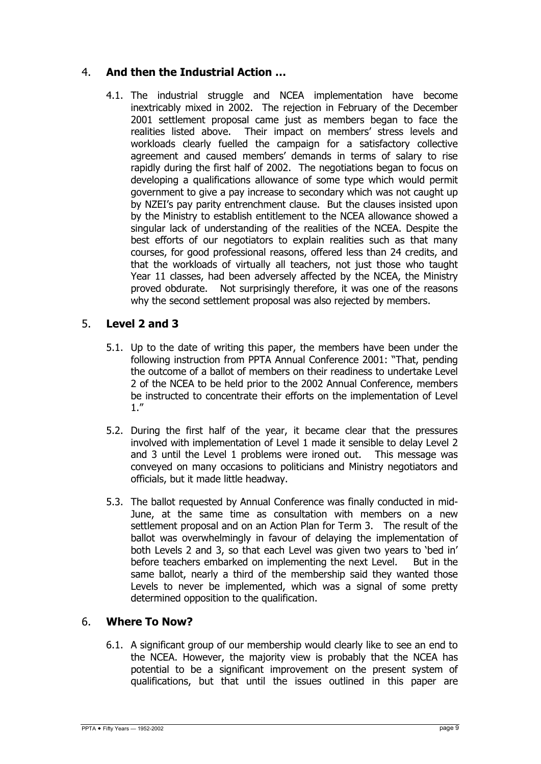## 4. **And then the Industrial Action …**

4.1. The industrial struggle and NCEA implementation have become inextricably mixed in 2002. The rejection in February of the December 2001 settlement proposal came just as members began to face the realities listed above. Their impact on members' stress levels and workloads clearly fuelled the campaign for a satisfactory collective agreement and caused members' demands in terms of salary to rise rapidly during the first half of 2002. The negotiations began to focus on developing a qualifications allowance of some type which would permit government to give a pay increase to secondary which was not caught up by NZEI's pay parity entrenchment clause. But the clauses insisted upon by the Ministry to establish entitlement to the NCEA allowance showed a singular lack of understanding of the realities of the NCEA. Despite the best efforts of our negotiators to explain realities such as that many courses, for good professional reasons, offered less than 24 credits, and that the workloads of virtually all teachers, not just those who taught Year 11 classes, had been adversely affected by the NCEA, the Ministry proved obdurate. Not surprisingly therefore, it was one of the reasons why the second settlement proposal was also rejected by members.

## 5. **Level 2 and 3**

5.1. Up to the date of writing this paper, the members have been under the following instruction from PPTA Annual Conference 2001: "That, pending the outcome of a ballot of members on their readiness to undertake Level 2 of the NCEA to be held prior to the 2002 Annual Conference, members be instructed to concentrate their efforts on the implementation of Level 1."

5.2. During the first half of the year, it became clear that the pressures involved with implementation of Level 1 made it sensible to delay Level 2 and 3 until the Level 1 problems were ironed out. This message was conveyed on many occasions to politicians and Ministry negotiators and officials, but it made little headway.

5.3. The ballot requested by Annual Conference was finally conducted in mid-June, at the same time as consultation with members on a new settlement proposal and on an Action Plan for Term 3. The result of the ballot was overwhelmingly in favour of delaying the implementation of both Levels 2 and 3, so that each Level was given two years to 'bed in' before teachers embarked on implementing the next Level. But in the same ballot, nearly a third of the membership said they wanted those Levels to never be implemented, which was a signal of some pretty determined opposition to the qualification.

## 6. **Where To Now?**

6.1. A significant group of our membership would clearly like to see an end to the NCEA. However, the majority view is probably that the NCEA has potential to be a significant improvement on the present system of qualifications, but that until the issues outlined in this paper are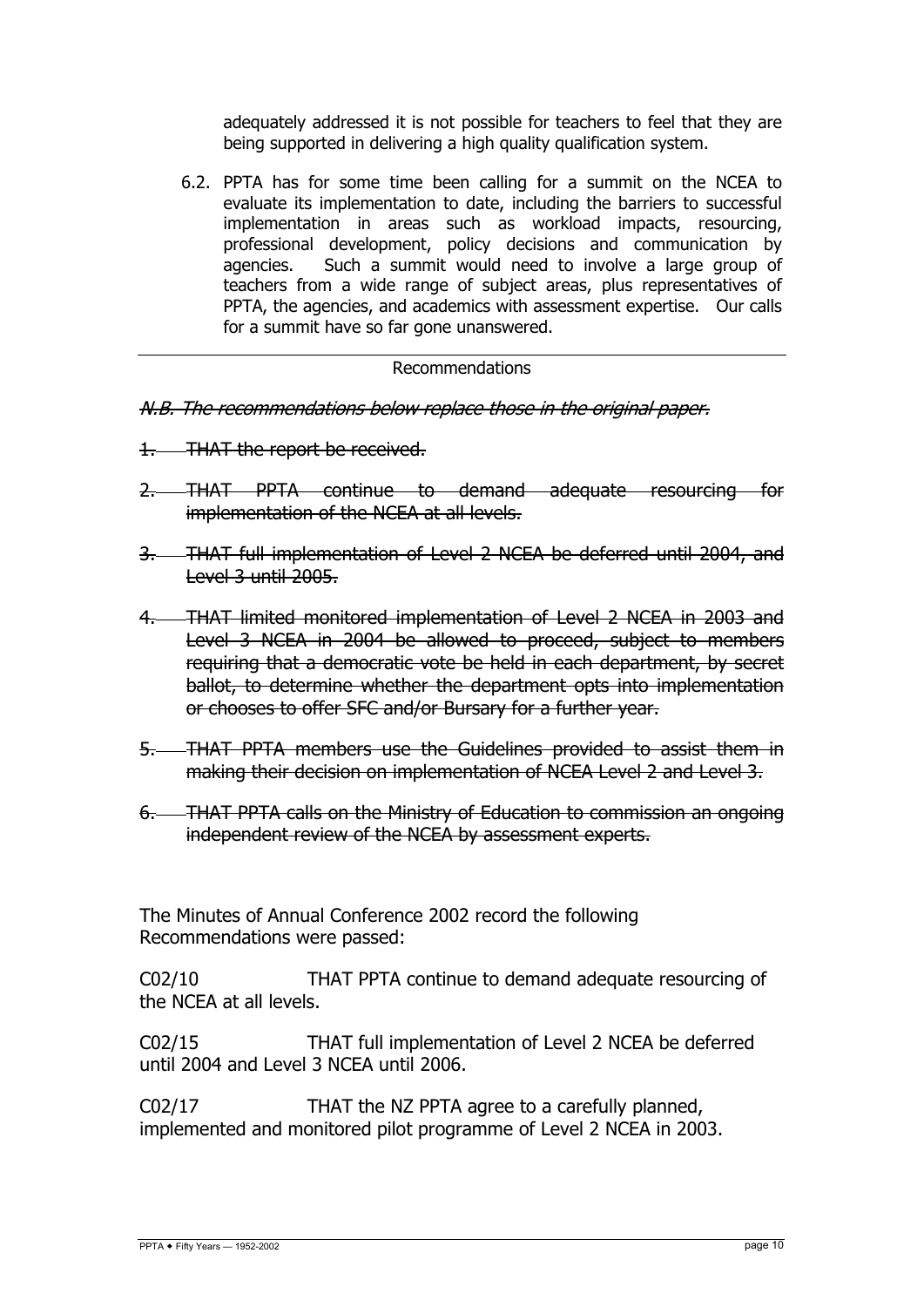adequately addressed it is not possible for teachers to feel that they are being supported in delivering a high quality qualification system.

6.2. PPTA has for some time been calling for a summit on the NCEA to evaluate its implementation to date, including the barriers to successful implementation in areas such as workload impacts, resourcing, professional development, policy decisions and communication by agencies. Such a summit would need to involve a large group of teachers from a wide range of subject areas, plus representatives of PPTA, the agencies, and academics with assessment expertise. Our calls for a summit have so far gone unanswered.

---

Recommendations

~~*N.B. The recommendations below replace those in the original paper.*~~

1. ~~THAT the report be received.~~

2. ~~THAT PPTA continue to demand adequate resourcing for implementation of the NCEA at all levels.~~

3. ~~THAT full implementation of Level 2 NCEA be deferred until 2004, and Level 3 until 2005.~~

4. ~~THAT limited monitored implementation of Level 2 NCEA in 2003 and Level 3 NCEA in 2004 be allowed to proceed, subject to members requiring that a democratic vote be held in each department, by secret ballot, to determine whether the department opts into implementation or chooses to offer SFC and/or Bursary for a further year.~~

5. ~~THAT PPTA members use the Guidelines provided to assist them in making their decision on implementation of NCEA Level 2 and Level 3.~~

6. ~~THAT PPTA calls on the Ministry of Education to commission an ongoing independent review of the NCEA by assessment experts.~~

The Minutes of Annual Conference 2002 record the following Recommendations were passed:

C02/10 THAT PPTA continue to demand adequate resourcing of the NCEA at all levels.

C02/15 THAT full implementation of Level 2 NCEA be deferred until 2004 and Level 3 NCEA until 2006.

C02/17 THAT the NZ PPTA agree to a carefully planned, implemented and monitored pilot programme of Level 2 NCEA in 2003.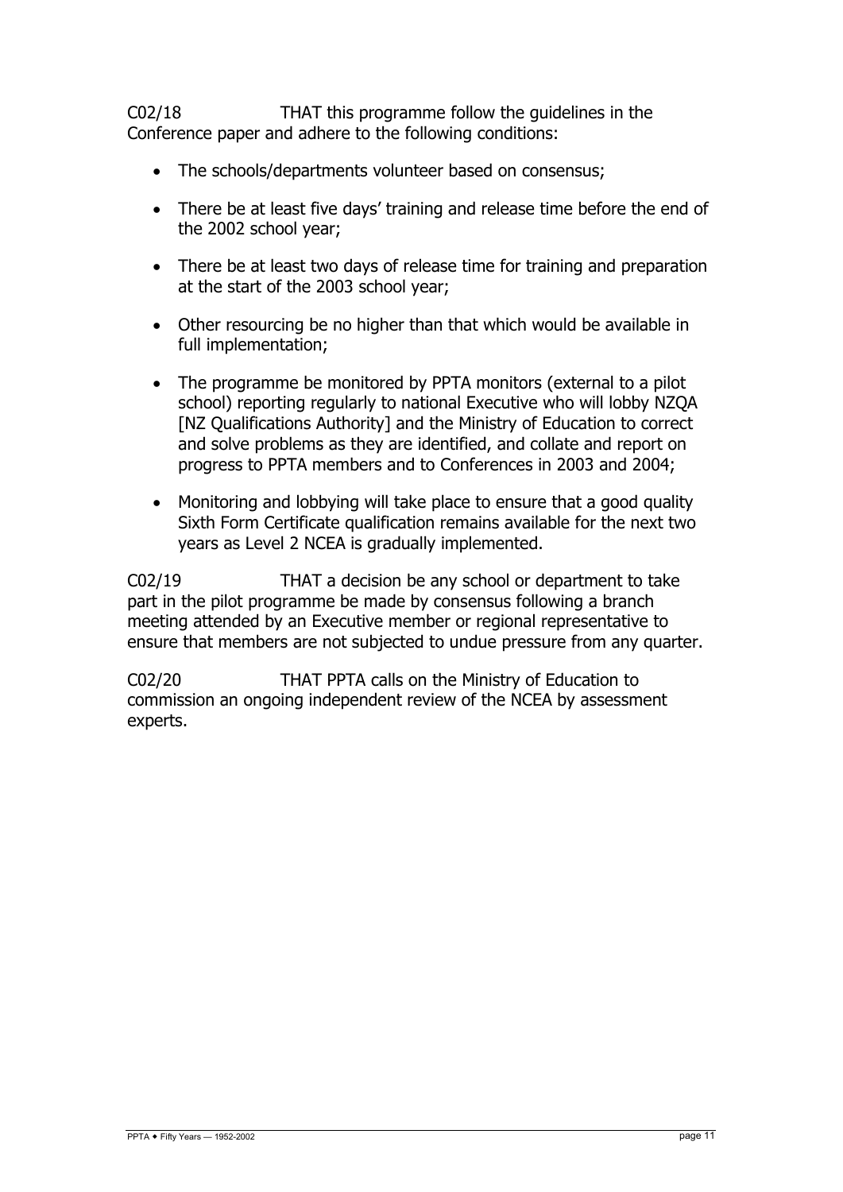C02/18 THAT this programme follow the guidelines in the Conference paper and adhere to the following conditions:

- The schools/departments volunteer based on consensus;
- There be at least five days' training and release time before the end of the 2002 school year;
- There be at least two days of release time for training and preparation at the start of the 2003 school year;
- Other resourcing be no higher than that which would be available in full implementation;
- The programme be monitored by PPTA monitors (external to a pilot school) reporting regularly to national Executive who will lobby NZQA [NZ Qualifications Authority] and the Ministry of Education to correct and solve problems as they are identified, and collate and report on progress to PPTA members and to Conferences in 2003 and 2004;
- Monitoring and lobbying will take place to ensure that a good quality Sixth Form Certificate qualification remains available for the next two years as Level 2 NCEA is gradually implemented.

C02/19 THAT a decision be any school or department to take part in the pilot programme be made by consensus following a branch meeting attended by an Executive member or regional representative to ensure that members are not subjected to undue pressure from any quarter.

C02/20 THAT PPTA calls on the Ministry of Education to commission an ongoing independent review of the NCEA by assessment experts.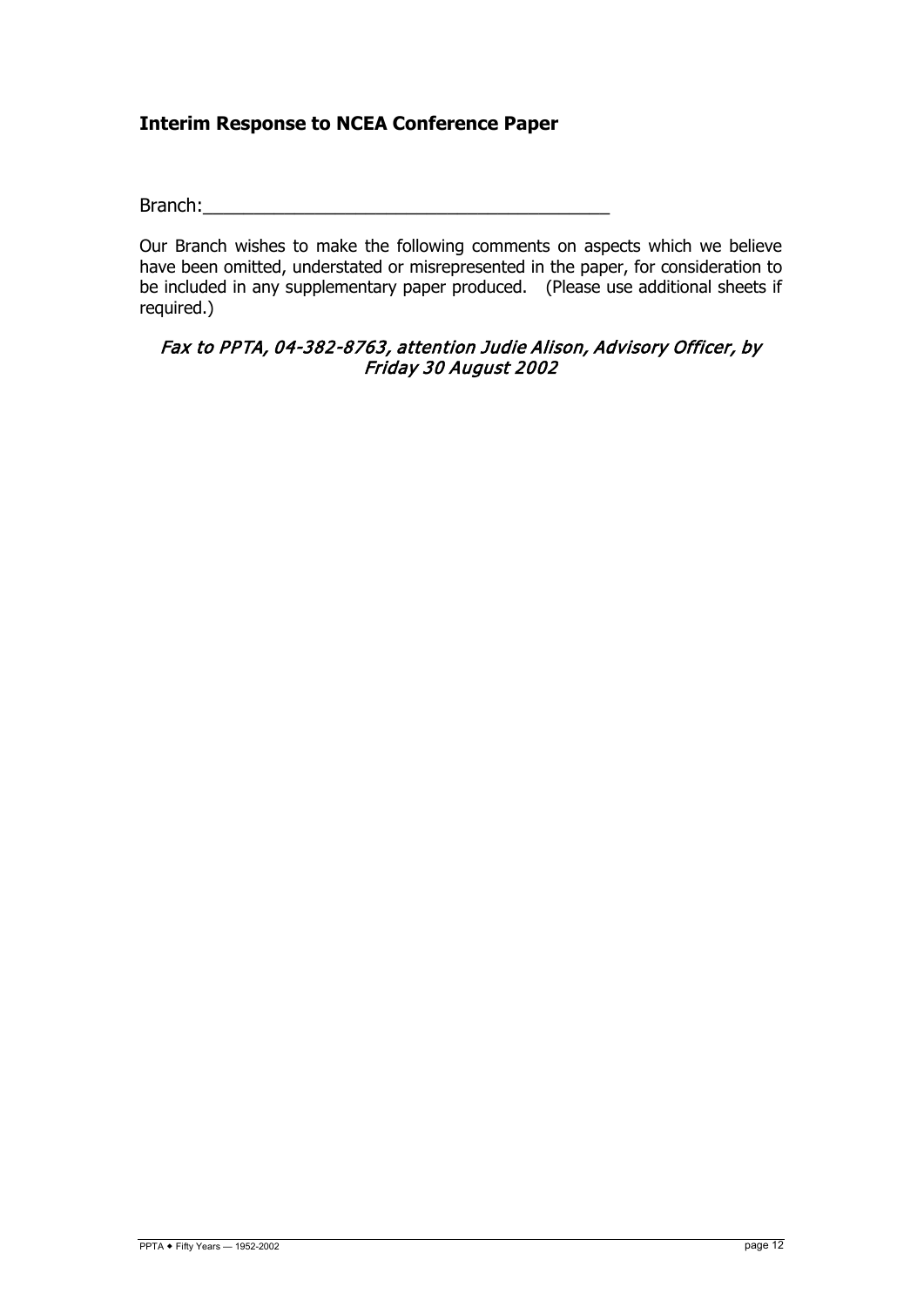## Interim Response to NCEA Conference Paper

Branch:________________________________________

Our Branch wishes to make the following comments on aspects which we believe have been omitted, understated or misrepresented in the paper, for consideration to be included in any supplementary paper produced. (Please use additional sheets if required.)

*Fax to PPTA, 04-382-8763, attention Judie Alison, Advisory Officer, by Friday 30 August 2002*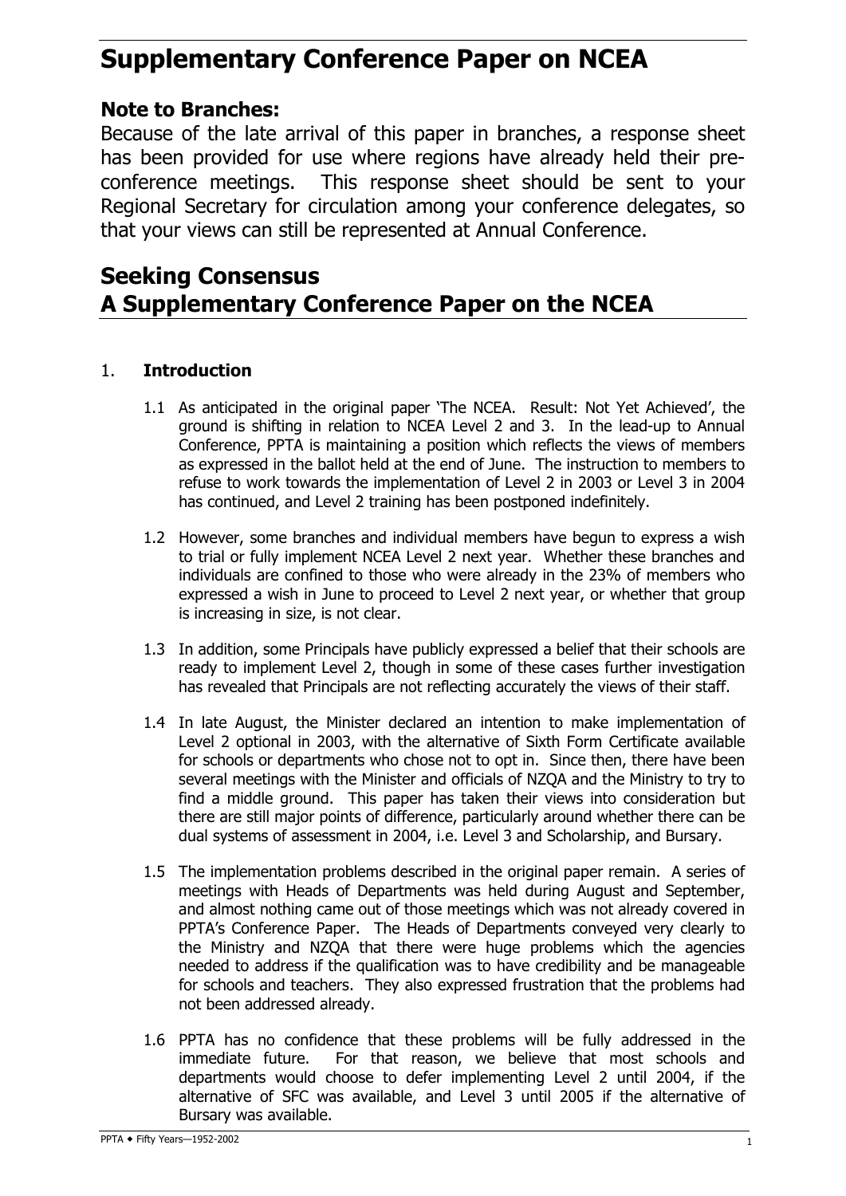# Supplementary Conference Paper on NCEA

## Note to Branches:

Because of the late arrival of this paper in branches, a response sheet has been provided for use where regions have already held their pre-conference meetings. This response sheet should be sent to your Regional Secretary for circulation among your conference delegates, so that your views can still be represented at Annual Conference.

# Seeking Consensus
# A Supplementary Conference Paper on the NCEA

1. **Introduction**

   1.1 As anticipated in the original paper 'The NCEA. Result: Not Yet Achieved', the ground is shifting in relation to NCEA Level 2 and 3. In the lead-up to Annual Conference, PPTA is maintaining a position which reflects the views of members as expressed in the ballot held at the end of June. The instruction to members to refuse to work towards the implementation of Level 2 in 2003 or Level 3 in 2004 has continued, and Level 2 training has been postponed indefinitely.

   1.2 However, some branches and individual members have begun to express a wish to trial or fully implement NCEA Level 2 next year. Whether these branches and individuals are confined to those who were already in the 23% of members who expressed a wish in June to proceed to Level 2 next year, or whether that group is increasing in size, is not clear.

   1.3 In addition, some Principals have publicly expressed a belief that their schools are ready to implement Level 2, though in some of these cases further investigation has revealed that Principals are not reflecting accurately the views of their staff.

   1.4 In late August, the Minister declared an intention to make implementation of Level 2 optional in 2003, with the alternative of Sixth Form Certificate available for schools or departments who chose not to opt in. Since then, there have been several meetings with the Minister and officials of NZQA and the Ministry to try to find a middle ground. This paper has taken their views into consideration but there are still major points of difference, particularly around whether there can be dual systems of assessment in 2004, i.e. Level 3 and Scholarship, and Bursary.

   1.5 The implementation problems described in the original paper remain. A series of meetings with Heads of Departments was held during August and September, and almost nothing came out of those meetings which was not already covered in PPTA's Conference Paper. The Heads of Departments conveyed very clearly to the Ministry and NZQA that there were huge problems which the agencies needed to address if the qualification was to have credibility and be manageable for schools and teachers. They also expressed frustration that the problems had not been addressed already.

   1.6 PPTA has no confidence that these problems will be fully addressed in the immediate future. For that reason, we believe that most schools and departments would choose to defer implementing Level 2 until 2004, if the alternative of SFC was available, and Level 3 until 2005 if the alternative of Bursary was available.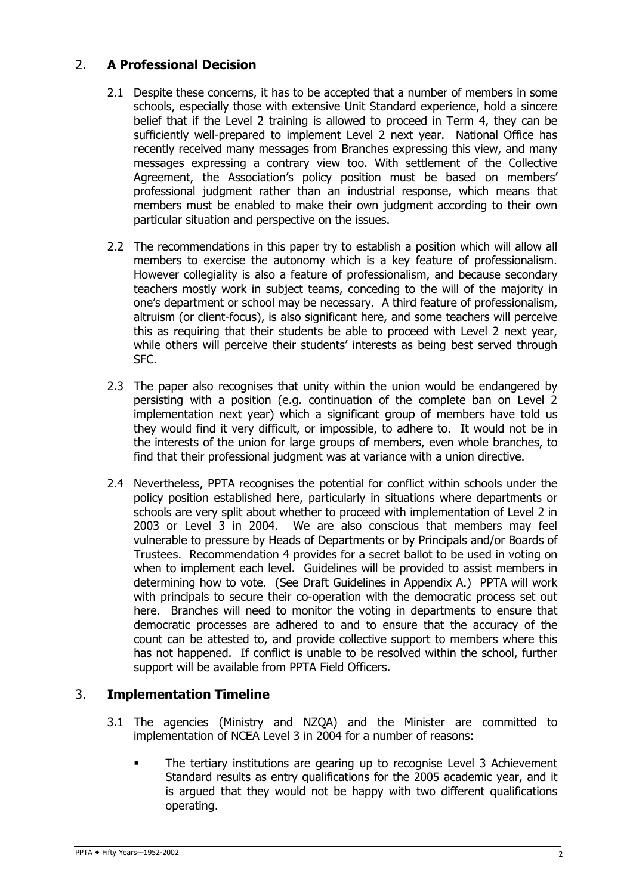## 2. A Professional Decision

2.1 Despite these concerns, it has to be accepted that a number of members in some schools, especially those with extensive Unit Standard experience, hold a sincere belief that if the Level 2 training is allowed to proceed in Term 4, they can be sufficiently well-prepared to implement Level 2 next year. National Office has recently received many messages from Branches expressing this view, and many messages expressing a contrary view too. With settlement of the Collective Agreement, the Association's policy position must be based on members' professional judgment rather than an industrial response, which means that members must be enabled to make their own judgment according to their own particular situation and perspective on the issues.

2.2 The recommendations in this paper try to establish a position which will allow all members to exercise the autonomy which is a key feature of professionalism. However collegiality is also a feature of professionalism, and because secondary teachers mostly work in subject teams, conceding to the will of the majority in one's department or school may be necessary. A third feature of professionalism, altruism (or client-focus), is also significant here, and some teachers will perceive this as requiring that their students be able to proceed with Level 2 next year, while others will perceive their students' interests as being best served through SFC.

2.3 The paper also recognises that unity within the union would be endangered by persisting with a position (e.g. continuation of the complete ban on Level 2 implementation next year) which a significant group of members have told us they would find it very difficult, or impossible, to adhere to. It would not be in the interests of the union for large groups of members, even whole branches, to find that their professional judgment was at variance with a union directive.

2.4 Nevertheless, PPTA recognises the potential for conflict within schools under the policy position established here, particularly in situations where departments or schools are very split about whether to proceed with implementation of Level 2 in 2003 or Level 3 in 2004. We are also conscious that members may feel vulnerable to pressure by Heads of Departments or by Principals and/or Boards of Trustees. Recommendation 4 provides for a secret ballot to be used in voting on when to implement each level. Guidelines will be provided to assist members in determining how to vote. (See Draft Guidelines in Appendix A.) PPTA will work with principals to secure their co-operation with the democratic process set out here. Branches will need to monitor the voting in departments to ensure that democratic processes are adhered to and to ensure that the accuracy of the count can be attested to, and provide collective support to members where this has not happened. If conflict is unable to be resolved within the school, further support will be available from PPTA Field Officers.

## 3. Implementation Timeline

3.1 The agencies (Ministry and NZQA) and the Minister are committed to implementation of NCEA Level 3 in 2004 for a number of reasons:

- The tertiary institutions are gearing up to recognise Level 3 Achievement Standard results as entry qualifications for the 2005 academic year, and it is argued that they would not be happy with two different qualifications operating.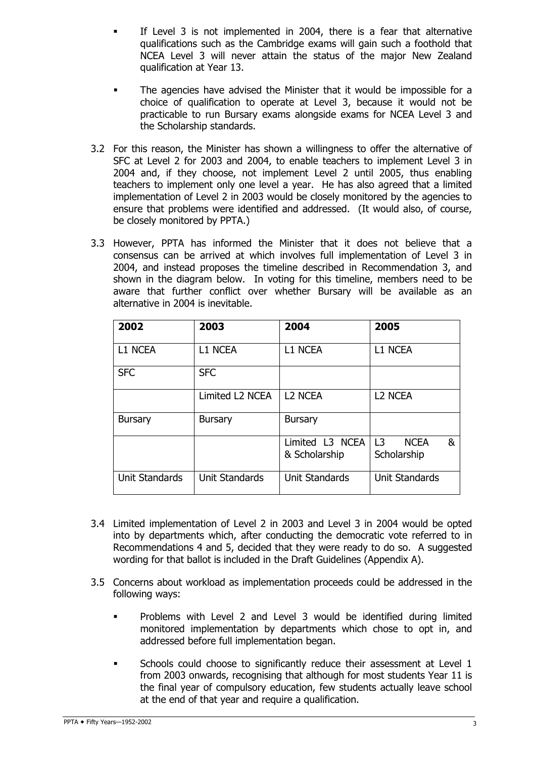- If Level 3 is not implemented in 2004, there is a fear that alternative qualifications such as the Cambridge exams will gain such a foothold that NCEA Level 3 will never attain the status of the major New Zealand qualification at Year 13.
- The agencies have advised the Minister that it would be impossible for a choice of qualification to operate at Level 3, because it would not be practicable to run Bursary exams alongside exams for NCEA Level 3 and the Scholarship standards.

3.2 For this reason, the Minister has shown a willingness to offer the alternative of SFC at Level 2 for 2003 and 2004, to enable teachers to implement Level 3 in 2004 and, if they choose, not implement Level 2 until 2005, thus enabling teachers to implement only one level a year. He has also agreed that a limited implementation of Level 2 in 2003 would be closely monitored by the agencies to ensure that problems were identified and addressed. (It would also, of course, be closely monitored by PPTA.)

3.3 However, PPTA has informed the Minister that it does not believe that a consensus can be arrived at which involves full implementation of Level 3 in 2004, and instead proposes the timeline described in Recommendation 3, and shown in the diagram below. In voting for this timeline, members need to be aware that further conflict over whether Bursary will be available as an alternative in 2004 is inevitable.

| 2002 | 2003 | 2004 | 2005 |
|---|---|---|---|
| L1 NCEA | L1 NCEA | L1 NCEA | L1 NCEA |
| SFC | SFC | | |
| | Limited L2 NCEA | L2 NCEA | L2 NCEA |
| Bursary | Bursary | Bursary | |
| | | Limited L3 NCEA & Scholarship | L3 NCEA & Scholarship |
| Unit Standards | Unit Standards | Unit Standards | Unit Standards |

3.4 Limited implementation of Level 2 in 2003 and Level 3 in 2004 would be opted into by departments which, after conducting the democratic vote referred to in Recommendations 4 and 5, decided that they were ready to do so. A suggested wording for that ballot is included in the Draft Guidelines (Appendix A).

3.5 Concerns about workload as implementation proceeds could be addressed in the following ways:

- Problems with Level 2 and Level 3 would be identified during limited monitored implementation by departments which chose to opt in, and addressed before full implementation began.
- Schools could choose to significantly reduce their assessment at Level 1 from 2003 onwards, recognising that although for most students Year 11 is the final year of compulsory education, few students actually leave school at the end of that year and require a qualification.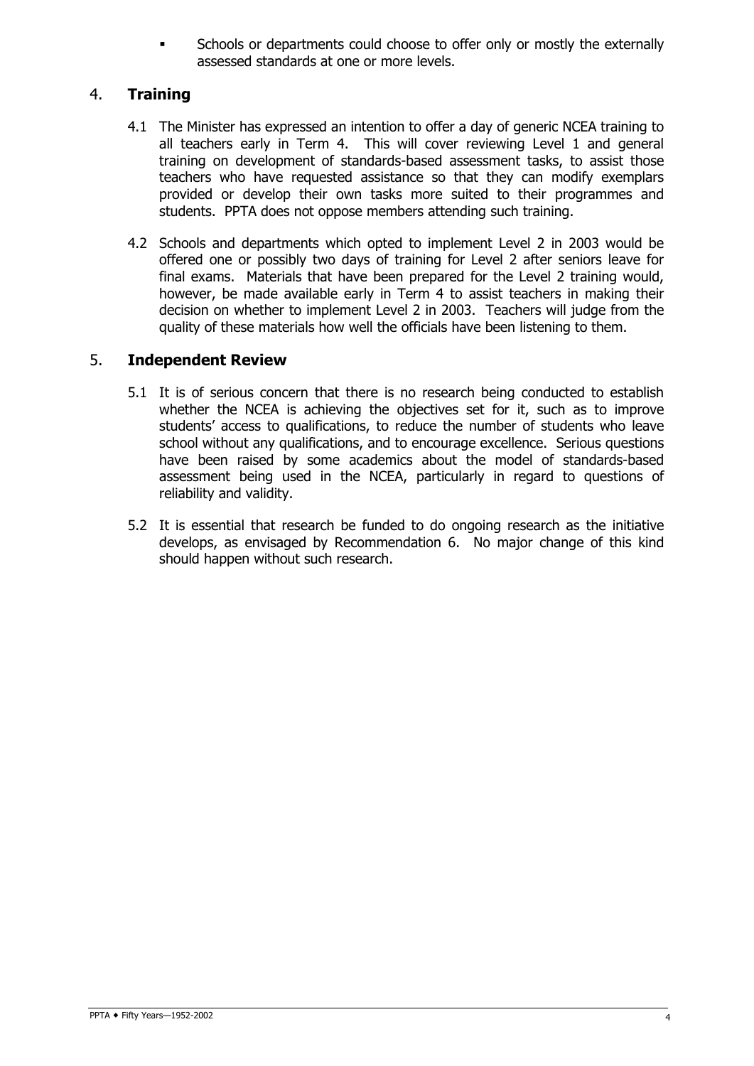- Schools or departments could choose to offer only or mostly the externally assessed standards at one or more levels.

## 4. Training

4.1 The Minister has expressed an intention to offer a day of generic NCEA training to all teachers early in Term 4. This will cover reviewing Level 1 and general training on development of standards-based assessment tasks, to assist those teachers who have requested assistance so that they can modify exemplars provided or develop their own tasks more suited to their programmes and students. PPTA does not oppose members attending such training.

4.2 Schools and departments which opted to implement Level 2 in 2003 would be offered one or possibly two days of training for Level 2 after seniors leave for final exams. Materials that have been prepared for the Level 2 training would, however, be made available early in Term 4 to assist teachers in making their decision on whether to implement Level 2 in 2003. Teachers will judge from the quality of these materials how well the officials have been listening to them.

## 5. Independent Review

5.1 It is of serious concern that there is no research being conducted to establish whether the NCEA is achieving the objectives set for it, such as to improve students' access to qualifications, to reduce the number of students who leave school without any qualifications, and to encourage excellence. Serious questions have been raised by some academics about the model of standards-based assessment being used in the NCEA, particularly in regard to questions of reliability and validity.

5.2 It is essential that research be funded to do ongoing research as the initiative develops, as envisaged by Recommendation 6. No major change of this kind should happen without such research.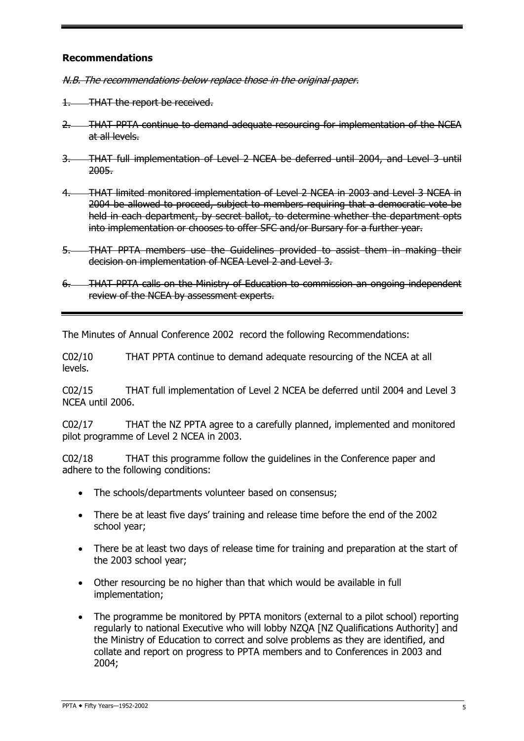### Recommendations

*N.B. The recommendations below replace those in the original paper.*

1. ~~THAT the report be received.~~
2. ~~THAT PPTA continue to demand adequate resourcing for implementation of the NCEA at all levels.~~
3. ~~THAT full implementation of Level 2 NCEA be deferred until 2004, and Level 3 until 2005.~~
4. ~~THAT limited monitored implementation of Level 2 NCEA in 2003 and Level 3 NCEA in 2004 be allowed to proceed, subject to members requiring that a democratic vote be held in each department, by secret ballot, to determine whether the department opts into implementation or chooses to offer SFC and/or Bursary for a further year.~~
5. ~~THAT PPTA members use the Guidelines provided to assist them in making their decision on implementation of NCEA Level 2 and Level 3.~~
6. ~~THAT PPTA calls on the Ministry of Education to commission an ongoing independent review of the NCEA by assessment experts.~~

---

The Minutes of Annual Conference 2002 record the following Recommendations:

C02/10 THAT PPTA continue to demand adequate resourcing of the NCEA at all levels.

C02/15 THAT full implementation of Level 2 NCEA be deferred until 2004 and Level 3 NCEA until 2006.

C02/17 THAT the NZ PPTA agree to a carefully planned, implemented and monitored pilot programme of Level 2 NCEA in 2003.

C02/18 THAT this programme follow the guidelines in the Conference paper and adhere to the following conditions:

- The schools/departments volunteer based on consensus;
- There be at least five days' training and release time before the end of the 2002 school year;
- There be at least two days of release time for training and preparation at the start of the 2003 school year;
- Other resourcing be no higher than that which would be available in full implementation;
- The programme be monitored by PPTA monitors (external to a pilot school) reporting regularly to national Executive who will lobby NZQA [NZ Qualifications Authority] and the Ministry of Education to correct and solve problems as they are identified, and collate and report on progress to PPTA members and to Conferences in 2003 and 2004;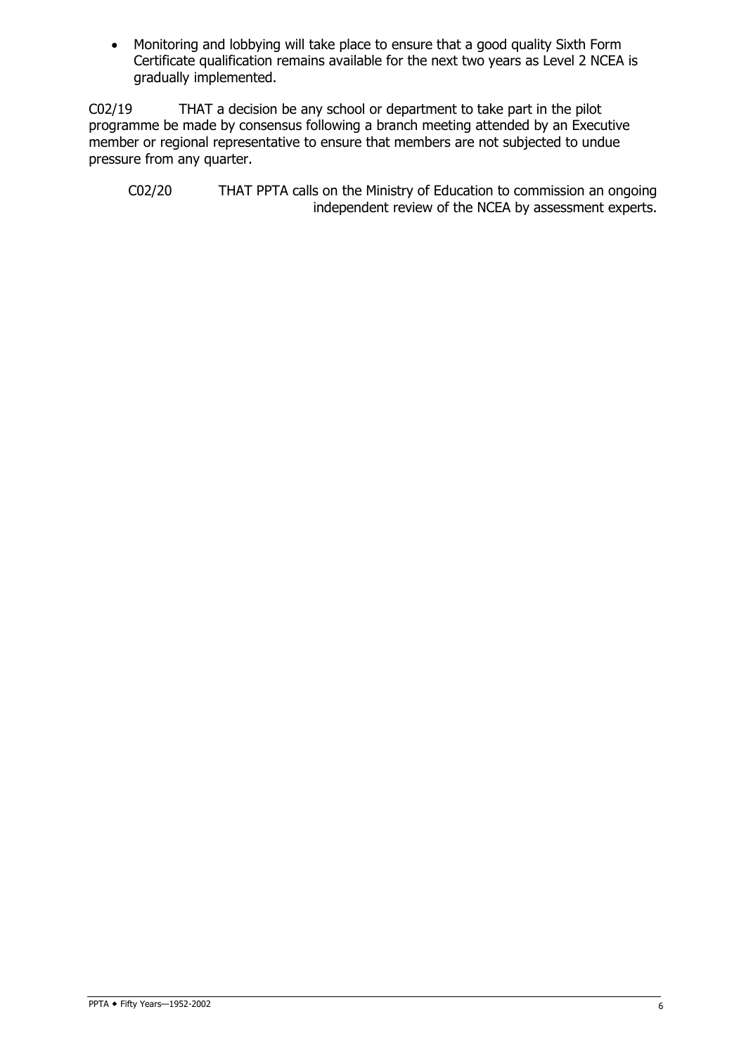- Monitoring and lobbying will take place to ensure that a good quality Sixth Form Certificate qualification remains available for the next two years as Level 2 NCEA is gradually implemented.

C02/19 THAT a decision be any school or department to take part in the pilot programme be made by consensus following a branch meeting attended by an Executive member or regional representative to ensure that members are not subjected to undue pressure from any quarter.

C02/20 THAT PPTA calls on the Ministry of Education to commission an ongoing independent review of the NCEA by assessment experts.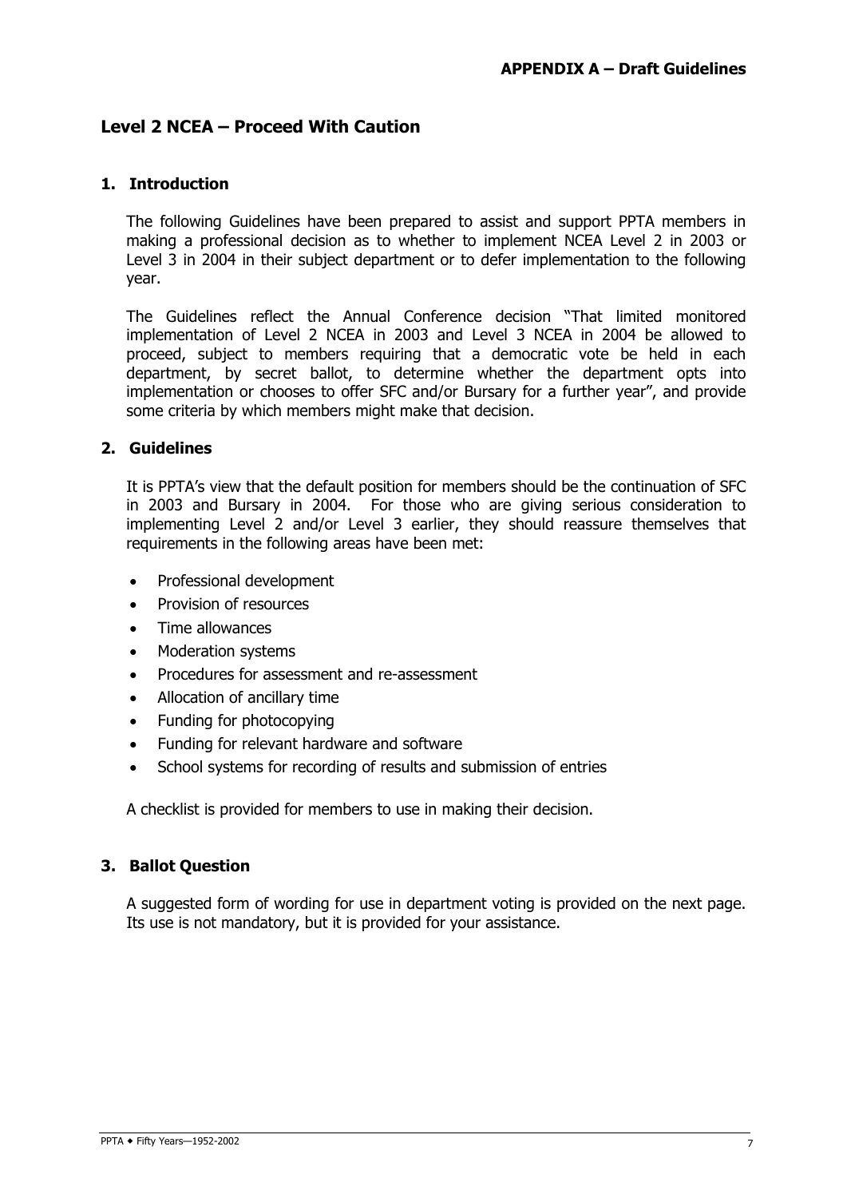**APPENDIX A – Draft Guidelines**

## Level 2 NCEA – Proceed With Caution

### 1. Introduction

The following Guidelines have been prepared to assist and support PPTA members in making a professional decision as to whether to implement NCEA Level 2 in 2003 or Level 3 in 2004 in their subject department or to defer implementation to the following year.

The Guidelines reflect the Annual Conference decision "That limited monitored implementation of Level 2 NCEA in 2003 and Level 3 NCEA in 2004 be allowed to proceed, subject to members requiring that a democratic vote be held in each department, by secret ballot, to determine whether the department opts into implementation or chooses to offer SFC and/or Bursary for a further year", and provide some criteria by which members might make that decision.

### 2. Guidelines

It is PPTA's view that the default position for members should be the continuation of SFC in 2003 and Bursary in 2004. For those who are giving serious consideration to implementing Level 2 and/or Level 3 earlier, they should reassure themselves that requirements in the following areas have been met:

- Professional development
- Provision of resources
- Time allowances
- Moderation systems
- Procedures for assessment and re-assessment
- Allocation of ancillary time
- Funding for photocopying
- Funding for relevant hardware and software
- School systems for recording of results and submission of entries

A checklist is provided for members to use in making their decision.

### 3. Ballot Question

A suggested form of wording for use in department voting is provided on the next page. Its use is not mandatory, but it is provided for your assistance.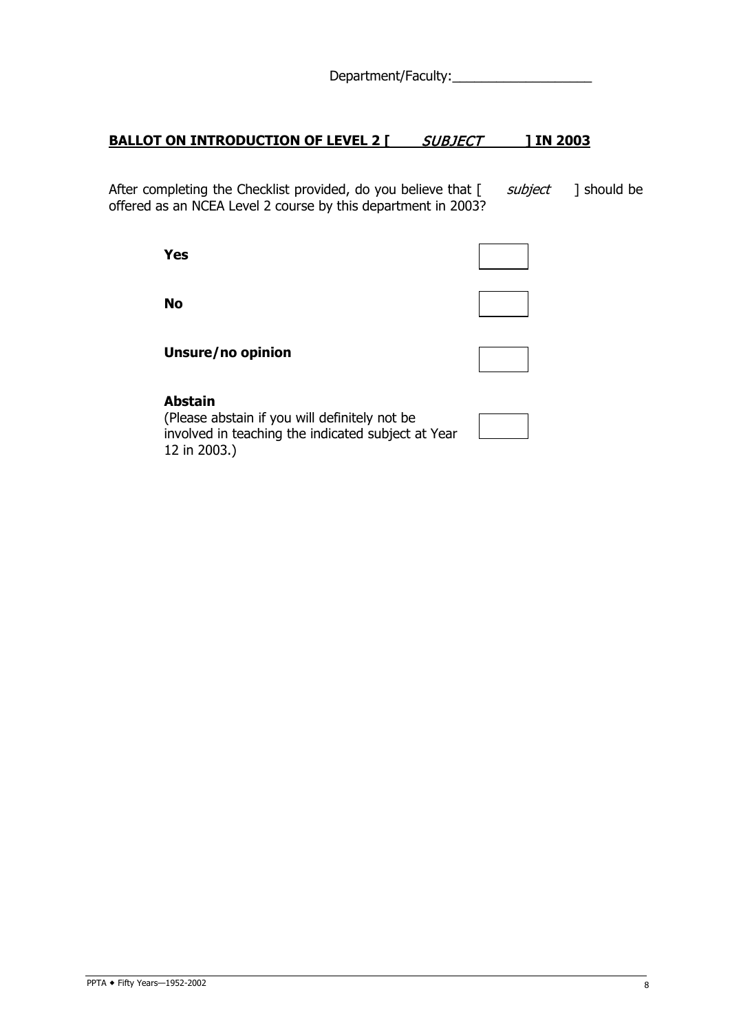Department/Faculty:___________________

**BALLOT ON INTRODUCTION OF LEVEL 2 [ *SUBJECT* ] IN 2003**

After completing the Checklist provided, do you believe that [ *subject* ] should be offered as an NCEA Level 2 course by this department in 2003?

**Yes** ☐

**No** ☐

**Unsure/no opinion** ☐

**Abstain**
(Please abstain if you will definitely not be involved in teaching the indicated subject at Year 12 in 2003.) ☐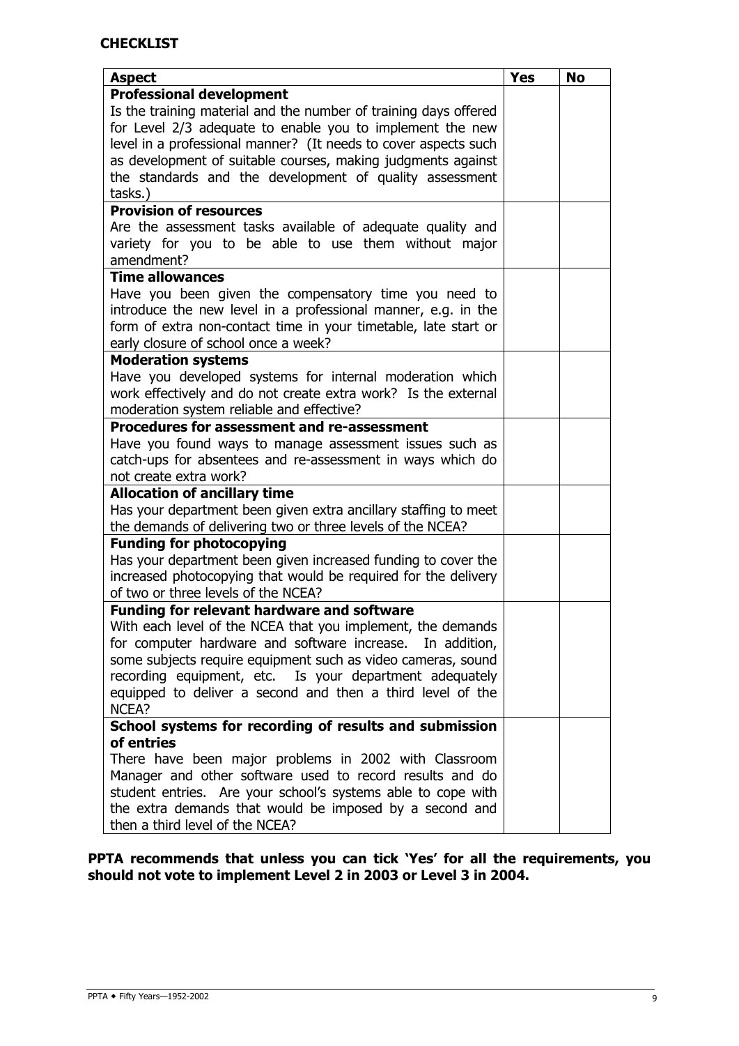**CHECKLIST**

| Aspect | Yes | No |
| --- | --- | --- |
| **Professional development**<br>Is the training material and the number of training days offered for Level 2/3 adequate to enable you to implement the new level in a professional manner? (It needs to cover aspects such as development of suitable courses, making judgments against the standards and the development of quality assessment tasks.) | | |
| **Provision of resources**<br>Are the assessment tasks available of adequate quality and variety for you to be able to use them without major amendment? | | |
| **Time allowances**<br>Have you been given the compensatory time you need to introduce the new level in a professional manner, e.g. in the form of extra non-contact time in your timetable, late start or early closure of school once a week? | | |
| **Moderation systems**<br>Have you developed systems for internal moderation which work effectively and do not create extra work? Is the external moderation system reliable and effective? | | |
| **Procedures for assessment and re-assessment**<br>Have you found ways to manage assessment issues such as catch-ups for absentees and re-assessment in ways which do not create extra work? | | |
| **Allocation of ancillary time**<br>Has your department been given extra ancillary staffing to meet the demands of delivering two or three levels of the NCEA? | | |
| **Funding for photocopying**<br>Has your department been given increased funding to cover the increased photocopying that would be required for the delivery of two or three levels of the NCEA? | | |
| **Funding for relevant hardware and software**<br>With each level of the NCEA that you implement, the demands for computer hardware and software increase. In addition, some subjects require equipment such as video cameras, sound recording equipment, etc. Is your department adequately equipped to deliver a second and then a third level of the NCEA? | | |
| **School systems for recording of results and submission of entries**<br>There have been major problems in 2002 with Classroom Manager and other software used to record results and do student entries. Are your school's systems able to cope with the extra demands that would be imposed by a second and then a third level of the NCEA? | | |

**PPTA recommends that unless you can tick 'Yes' for all the requirements, you should not vote to implement Level 2 in 2003 or Level 3 in 2004.**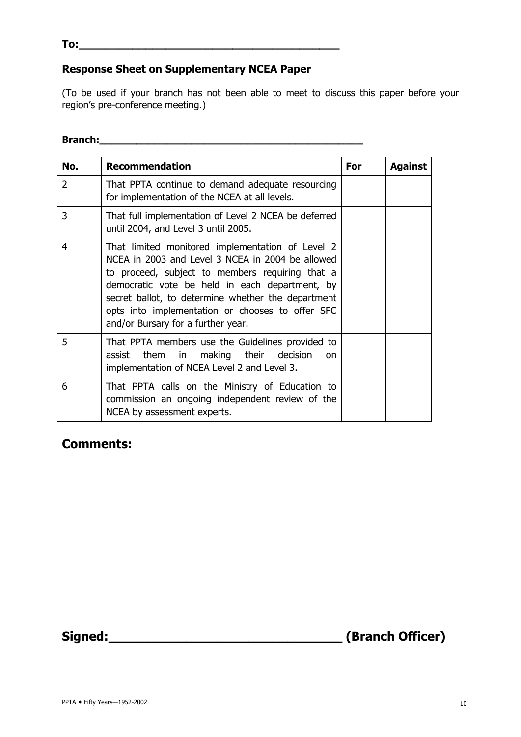**To:_________________________________________**

## Response Sheet on Supplementary NCEA Paper

(To be used if your branch has not been able to meet to discuss this paper before your region's pre-conference meeting.)

**Branch:_____________________________________________**

| No. | Recommendation | For | Against |
|---|---|---|---|
| 2 | That PPTA continue to demand adequate resourcing for implementation of the NCEA at all levels. | | |
| 3 | That full implementation of Level 2 NCEA be deferred until 2004, and Level 3 until 2005. | | |
| 4 | That limited monitored implementation of Level 2 NCEA in 2003 and Level 3 NCEA in 2004 be allowed to proceed, subject to members requiring that a democratic vote be held in each department, by secret ballot, to determine whether the department opts into implementation or chooses to offer SFC and/or Bursary for a further year. | | |
| 5 | That PPTA members use the Guidelines provided to assist them in making their decision on implementation of NCEA Level 2 and Level 3. | | |
| 6 | That PPTA calls on the Ministry of Education to commission an ongoing independent review of the NCEA by assessment experts. | | |

## Comments:

**Signed:________________________________ (Branch Officer)**